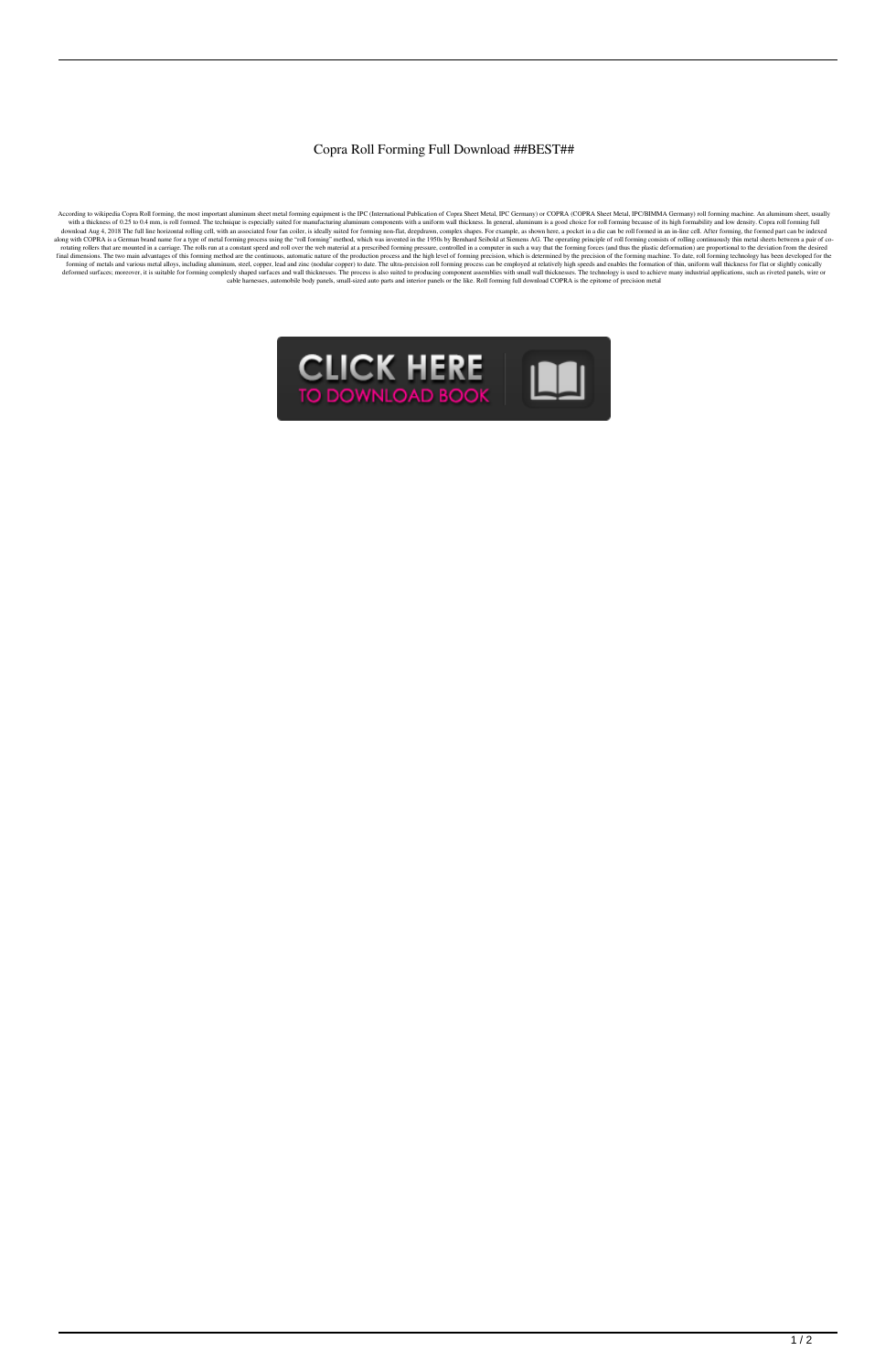# Copra Roll Forming Full Download ##BEST##

According to wikipedia Copra Roll forming, the most important aluminum sheet metal forming equipment is the IPC (International Publication of Copra Sheet Metal, IPC Germany) or COPRA (COPRA Sheet Metal, IPC/BIMMA Germany) roll forming machine. An aluminum sheet, usually with a thickness of 0.25 to 0.4 mm, is roll formed. The technique is especially suited for manufacturing aluminum components with a uniform wall thickness. In general, aluminum is a good choice for roll forming because of its high formability and low density. Copra roll forming full download Aug 4, 2018 The full line horizontal rolling cell, with an associated four fan coiler, is ideally suited for forming non-flat, deepdrawn, complex shapes. For example, as shown here, a pocket in a die can be roll formed in an in-line cell. After forming, the formed part can be indexed along with COPRA is a German brand name for a type of metal forming process using the "roll forming" method, which was invented in the 1950s by Bernhard Seibold at Siemens AG. The operating principle of roll forming consists of rolling continuously thin metal sheets between a pair of co-rotating rollers that are mounted in a carriage. The rolls run at a constant speed and roll over the web material at a prescribed forming pressure, controlled in a computer in such a way that the forming forces (and thus the plastic deformation) are proportional to the deviation from the desired final dimensions. The two main advantages of this forming method are the continuous, automatic nature of the production process and the high level of forming precision, which is determined by the precision of the forming machine. To date, roll forming technology has been developed for the forming of metals and various metal alloys, including aluminum, steel, copper, lead and zinc (nodular copper) to date. The ultra-precision roll forming process can be employed at relatively high speeds and enables the formation of thin, uniform wall thickness for flat or slightly conically deformed surfaces; moreover, it is suitable for forming complexly shaped surfaces and wall thicknesses. The process is also suited to producing component assemblies with small wall thicknesses. The technology is used to achieve many industrial applications, such as riveted panels, wire or cable harnesses, automobile body panels, small-sized auto parts and interior panels or the like. Roll forming full download COPRA is the epitome of precision metal

CLICK HERE TO DOWNLOAD BOOK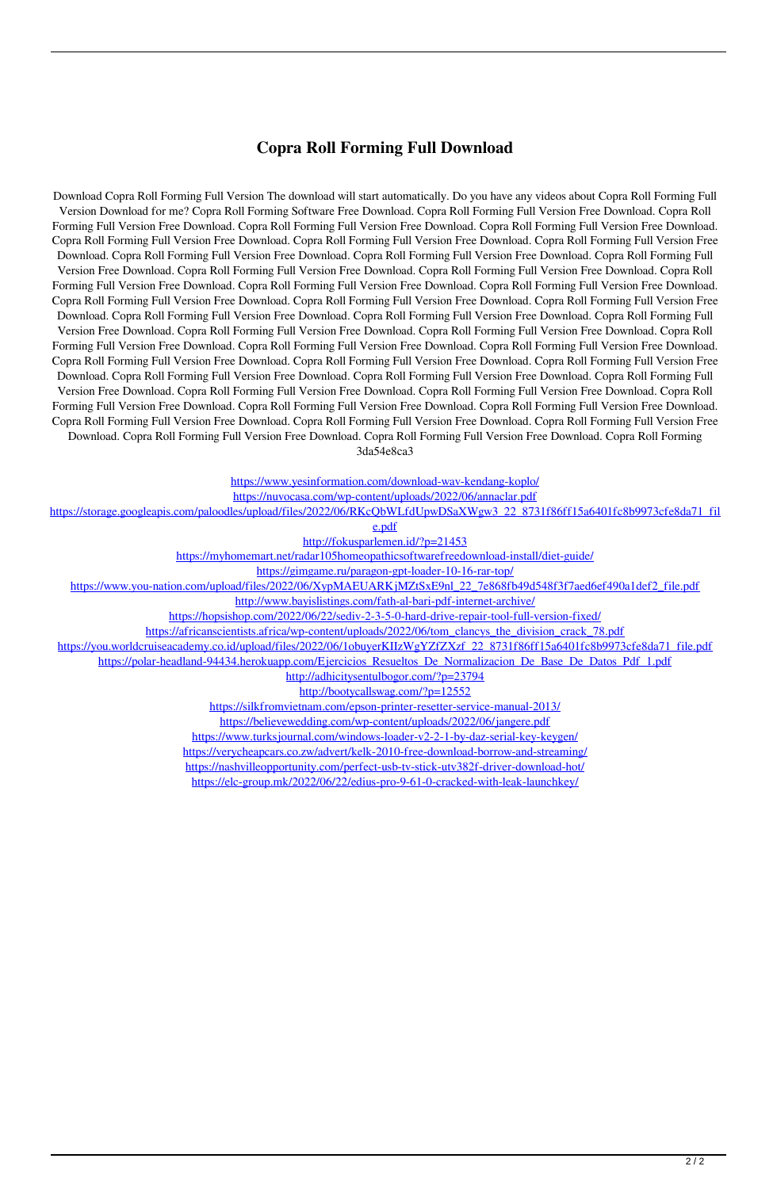# Copra Roll Forming Full Download

Download Copra Roll Forming Full Version The download will start automatically. Do you have any videos about Copra Roll Forming Full Version Download for me? Copra Roll Forming Software Free Download. Copra Roll Forming Full Version Free Download. Copra Roll Forming Full Version Free Download. Copra Roll Forming Full Version Free Download. Copra Roll Forming Full Version Free Download. Copra Roll Forming Full Version Free Download. Copra Roll Forming Full Version Free Download. Copra Roll Forming Full Version Free Download. Copra Roll Forming Full Version Free Download. Copra Roll Forming Full Version Free Download. Copra Roll Forming Full Version Free Download. Copra Roll Forming Full Version Free Download. Copra Roll Forming Full Version Free Download. Copra Roll Forming Full Version Free Download. Copra Roll Forming Full Version Free Download. Copra Roll Forming Full Version Free Download. Copra Roll Forming Full Version Free Download. Copra Roll Forming Full Version Free Download. Copra Roll Forming Full Version Free Download. Copra Roll Forming Full Version Free Download. Copra Roll Forming Full Version Free Download. Copra Roll Forming Full Version Free Download. Copra Roll Forming Full Version Free Download. Copra Roll Forming Full Version Free Download. Copra Roll Forming Full Version Free Download. Copra Roll Forming Full Version Free Download. Copra Roll Forming Full Version Free Download. Copra Roll Forming Full Version Free Download. Copra Roll Forming Full Version Free Download. Copra Roll Forming Full Version Free Download. Copra Roll Forming Full Version Free Download. Copra Roll Forming Full Version Free Download. Copra Roll Forming Full Version Free Download. Copra Roll Forming Full Version Free Download. Copra Roll Forming Full Version Free Download. Copra Roll Forming Full Version Free Download. Copra Roll Forming Full Version Free Download. Copra Roll Forming Full Version Free Download. Copra Roll Forming Full Version Free Download. Copra Roll Forming Full Version Free Download. Copra Roll Forming Full Version Free Download. Copra Roll Forming Full Version Free Download. Copra Roll Forming 3da54e8ca3

https://www.yesinformation.com/download-wav-kendang-koplo/
https://nuvocasa.com/wp-content/uploads/2022/06/annaclar.pdf
https://storage.googleapis.com/paloodles/upload/files/2022/06/RKcQbWLfdUpwDSaXWgw3_22_8731f86ff15a6401fc8b9973cfe8da71_file.pdf
http://fokusparlemen.id/?p=21453
https://myhomemart.net/radar105homeopathicsoftwarefreedownload-install/diet-guide/
https://gimgame.ru/paragon-gpt-loader-10-16-rar-top/
https://www.you-nation.com/upload/files/2022/06/XypMAEUARKjMZtSxE9nl_22_7e868fb49d548f3f7aed6ef490a1def2_file.pdf
http://www.bayislistings.com/fath-al-bari-pdf-internet-archive/
https://hopsishop.com/2022/06/22/sediv-2-3-5-0-hard-drive-repair-tool-full-version-fixed/
https://africanscientists.africa/wp-content/uploads/2022/06/tom_clancys_the_division_crack_78.pdf
https://you.worldcruiseacademy.co.id/upload/files/2022/06/1obuyerKIIzWgYZfZXzf_22_8731f86ff15a6401fc8b9973cfe8da71_file.pdf
https://polar-headland-94434.herokuapp.com/Ejercicios_Resueltos_De_Normalizacion_De_Base_De_Datos_Pdf_1.pdf
http://adhicitysentulbogor.com/?p=23794
http://bootycallswag.com/?p=12552
https://silkfromvietnam.com/epson-printer-resetter-service-manual-2013/
https://believewedding.com/wp-content/uploads/2022/06/jangere.pdf
https://www.turksjournal.com/windows-loader-v2-2-1-by-daz-serial-key-keygen/
https://verycheapcars.co.zw/advert/kelk-2010-free-download-borrow-and-streaming/
https://nashvilleopportunity.com/perfect-usb-tv-stick-utv382f-driver-download-hot/
https://elc-group.mk/2022/06/22/edius-pro-9-61-0-cracked-with-leak-launchkey/